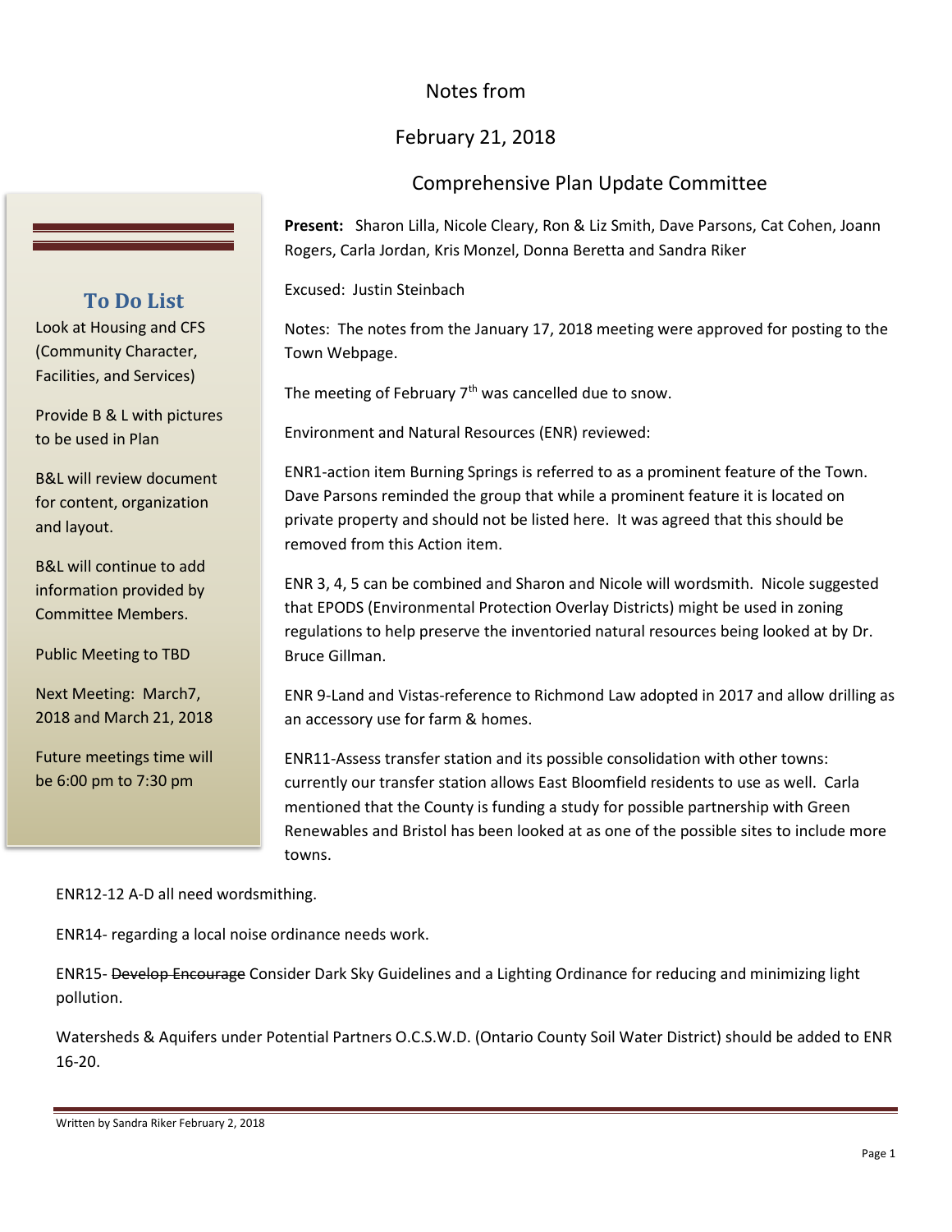# Notes from

## February 21, 2018

## Comprehensive Plan Update Committee

**Present:** Sharon Lilla, Nicole Cleary, Ron & Liz Smith, Dave Parsons, Cat Cohen, Joann Rogers, Carla Jordan, Kris Monzel, Donna Beretta and Sandra Riker

Excused: Justin Steinbach

Notes: The notes from the January 17, 2018 meeting were approved for posting to the Town Webpage.

The meeting of February 7th was cancelled due to snow.

Environment and Natural Resources (ENR) reviewed:

ENR1-action item Burning Springs is referred to as a prominent feature of the Town. Dave Parsons reminded the group that while a prominent feature it is located on private property and should not be listed here. It was agreed that this should be removed from this Action item.

ENR 3, 4, 5 can be combined and Sharon and Nicole will wordsmith. Nicole suggested that EPODS (Environmental Protection Overlay Districts) might be used in zoning regulations to help preserve the inventoried natural resources being looked at by Dr. Bruce Gillman.

ENR 9-Land and Vistas-reference to Richmond Law adopted in 2017 and allow drilling as an accessory use for farm & homes.

ENR11-Assess transfer station and its possible consolidation with other towns: currently our transfer station allows East Bloomfield residents to use as well. Carla mentioned that the County is funding a study for possible partnership with Green Renewables and Bristol has been looked at as one of the possible sites to include more towns.

ENR12-12 A-D all need wordsmithing.

ENR14- regarding a local noise ordinance needs work.

ENR15- ~~Develop Encourage~~ Consider Dark Sky Guidelines and a Lighting Ordinance for reducing and minimizing light pollution.

Watersheds & Aquifers under Potential Partners O.C.S.W.D. (Ontario County Soil Water District) should be added to ENR 16-20.

### To Do List

Look at Housing and CFS (Community Character, Facilities, and Services)

Provide B & L with pictures to be used in Plan

B&L will review document for content, organization and layout.

B&L will continue to add information provided by Committee Members.

Public Meeting to TBD

Next Meeting: March7, 2018 and March 21, 2018

Future meetings time will be 6:00 pm to 7:30 pm

Written by Sandra Riker February 2, 2018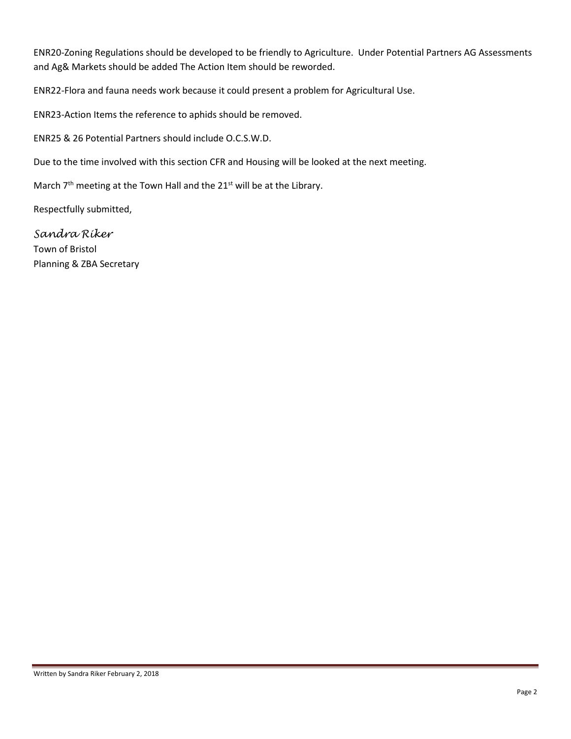ENR20-Zoning Regulations should be developed to be friendly to Agriculture. Under Potential Partners AG Assessments and Ag& Markets should be added The Action Item should be reworded.

ENR22-Flora and fauna needs work because it could present a problem for Agricultural Use.

ENR23-Action Items the reference to aphids should be removed.

ENR25 & 26 Potential Partners should include O.C.S.W.D.

Due to the time involved with this section CFR and Housing will be looked at the next meeting.

March 7th meeting at the Town Hall and the 21st will be at the Library.

Respectfully submitted,

*Sandra Riker*

Town of Bristol

Planning & ZBA Secretary